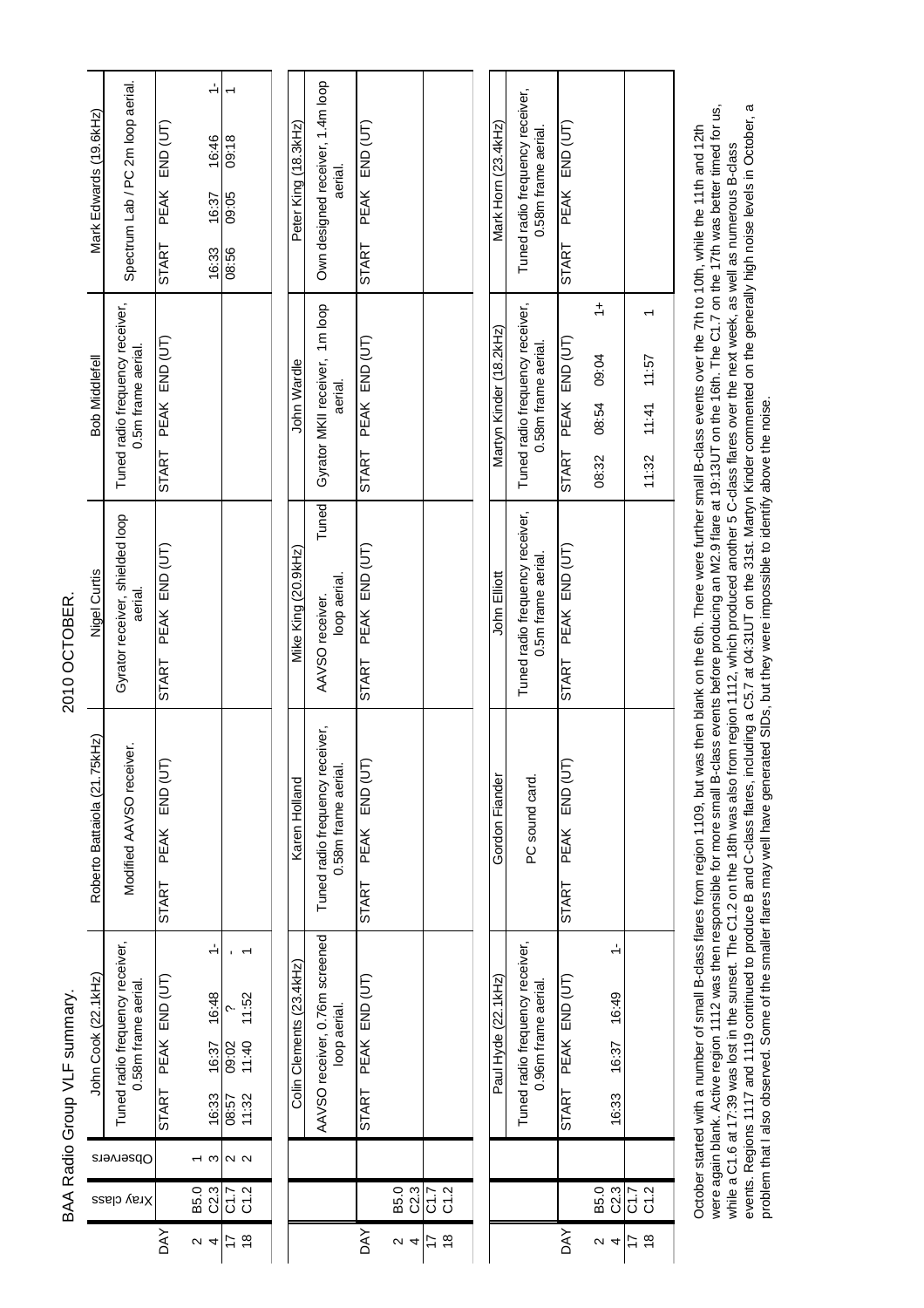# BAA Radio Group VLF summary.

## 2010 OCTOBER.

| DAY | Xray class | Observers | John Cook (22.1kHz) | | | | Roberto Battaiola (21.75kHz) | | | | Nigel Curtis | | | | Bob Middlefell | | | | Mark Edwards (19.6kHz) | | | |
|---|---|---|---|---|---|---|---|---|---|---|---|---|---|---|---|---|---|---|---|---|---|---|
| | | | Tuned radio frequency receiver, 0.58m frame aerial. | | | | Modified AAVSO receiver. | | | | Gyrator receiver, shielded loop aerial. | | | | Tuned radio frequency receiver, 0.5m frame aerial. | | | | Spectrum Lab / PC 2m loop aerial. | | | |
| | | | START | PEAK | END (UT) | | START | PEAK | END (UT) | | START | PEAK | END (UT) | | START | PEAK | END (UT) | | START | PEAK | END (UT) | |
| 2 | B5.0 | 1 | | | | | | | | | | | | | | | | | | | | |
| 4 | C2.3 | 3 | 16:33 | 16:37 | 16:48 | 1- | | | | | | | | | | | | | 16:33 | 16:37 | 16:46 | 1- |
| 17 | C1.7 | 2 | 08:57 | 09:02 | ? | - | | | | | | | | | | | | | 08:56 | 09:05 | 09:18 | 1 |
| 18 | C1.2 | 2 | 11:32 | 11:40 | 11:52 | 1 | | | | | | | | | | | | | | | | |

| DAY | Xray class | Colin Clements (23.4kHz) | | | | Karen Holland | | | | Mike King (20.9kHz) | | | | John Wardle | | | | Peter King (18.3kHz) | | | |
|---|---|---|---|---|---|---|---|---|---|---|---|---|---|---|---|---|---|---|---|---|---|
| | | AAVSO receiver, 0.76m screened loop aerial. | | | | Tuned radio frequency receiver, 0.58m frame aerial. | | | | AAVSO receiver. Tuned loop aerial. | | | | Gyrator MKII receiver, 1m loop aerial. | | | | Own designed receiver, 1.4m loop aerial. | | | |
| | | START | PEAK | END (UT) | | START | PEAK | END (UT) | | START | PEAK | END (UT) | | START | PEAK | END (UT) | | START | PEAK | END (UT) | |
| 2 | B5.0 | | | | | | | | | | | | | | | | | | | | |
| 4 | C2.3 | | | | | | | | | | | | | | | | | | | | |
| 17 | C1.7 | | | | | | | | | | | | | | | | | | | | |
| 18 | C1.2 | | | | | | | | | | | | | | | | | | | | |

| DAY | Xray class | Paul Hyde (22.1kHz) | | | | Gordon Fiander | | | | John Elliott | | | | Martyn Kinder (18.2kHz) | | | | Mark Horn (23.4kHz) | | | |
|---|---|---|---|---|---|---|---|---|---|---|---|---|---|---|---|---|---|---|---|---|---|
| | | Tuned radio frequency receiver, 0.96m frame aerial. | | | | PC sound card. | | | | Tuned radio frequency receiver, 0.5m frame aerial. | | | | Tuned radio frequency receiver, 0.58m frame aerial. | | | | Tuned radio frequency receiver, 0.58m frame aerial. | | | |
| | | START | PEAK | END (UT) | | START | PEAK | END (UT) | | START | PEAK | END (UT) | | START | PEAK | END (UT) | | START | PEAK | END (UT) | |
| 2 | B5.0 | | | | | | | | | | | | | | | | | | | | |
| 4 | C2.3 | 16:33 | 16:37 | 16:49 | 1- | | | | | | | | | | | | | | | | |
| 17 | C1.7 | | | | | | | | | | | | | 08:32 | 08:54 | 09:04 | 1+ | | | | |
| 18 | C1.2 | | | | | | | | | | | | | 11:32 | 11:41 | 11:57 | 1 | | | | |

October started with a number of small B-class flares from region 1109, but was then blank on the 6th. There were further small B-class events over the 7th to 10th, while the 11th and 12th were again blank. Active region 1112 was then responsible for more small B-class events before producing an M2.9 flare at 19:13UT on the 16th. The C1.7 on the 17th was better timed for us, while a C1.6 at 17:39 was lost in the sunset. The C1.2 on the 18th was also from region 1112, which produced another 5 C-class flares over the next week, as well as numerous B-class events. Regions 1117 and 1119 continued to produce B and C-class flares, including a C5.7 at 04:31UT on the 31st. Martyn Kinder commented on the generally high noise levels in October, a problem that I also observed. Some of the smaller flares may well have generated SIDs, but they were impossible to identify above the noise.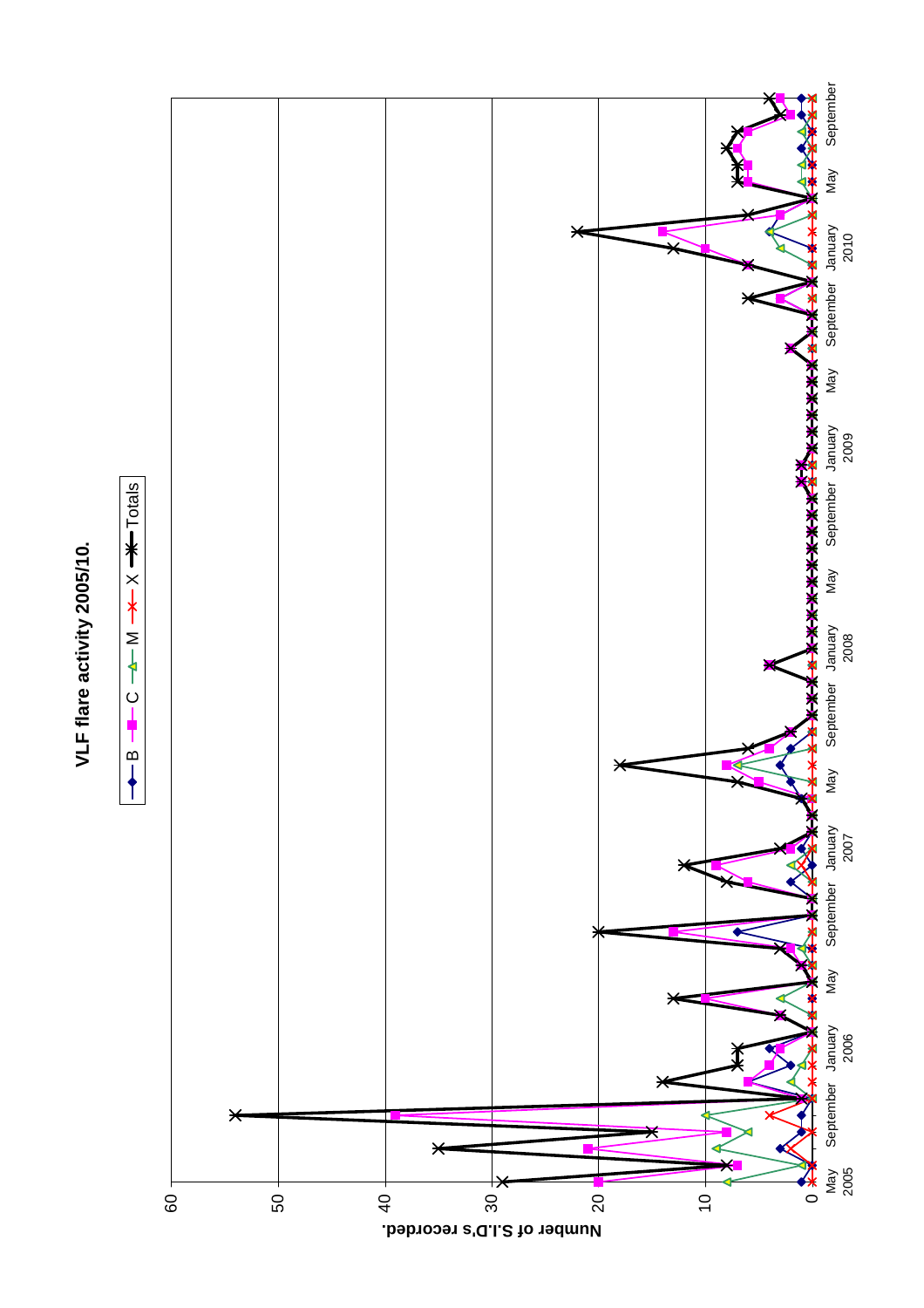**VLF flare activity 2005/10.**

B C M X Totals

Number of S.I.D's recorded.

60
50
40
30
20
10
0

May 2005
September
January 2006
May
September
January 2007
May
September
January 2008
May
September
January 2009
May
September
January 2010
May
September